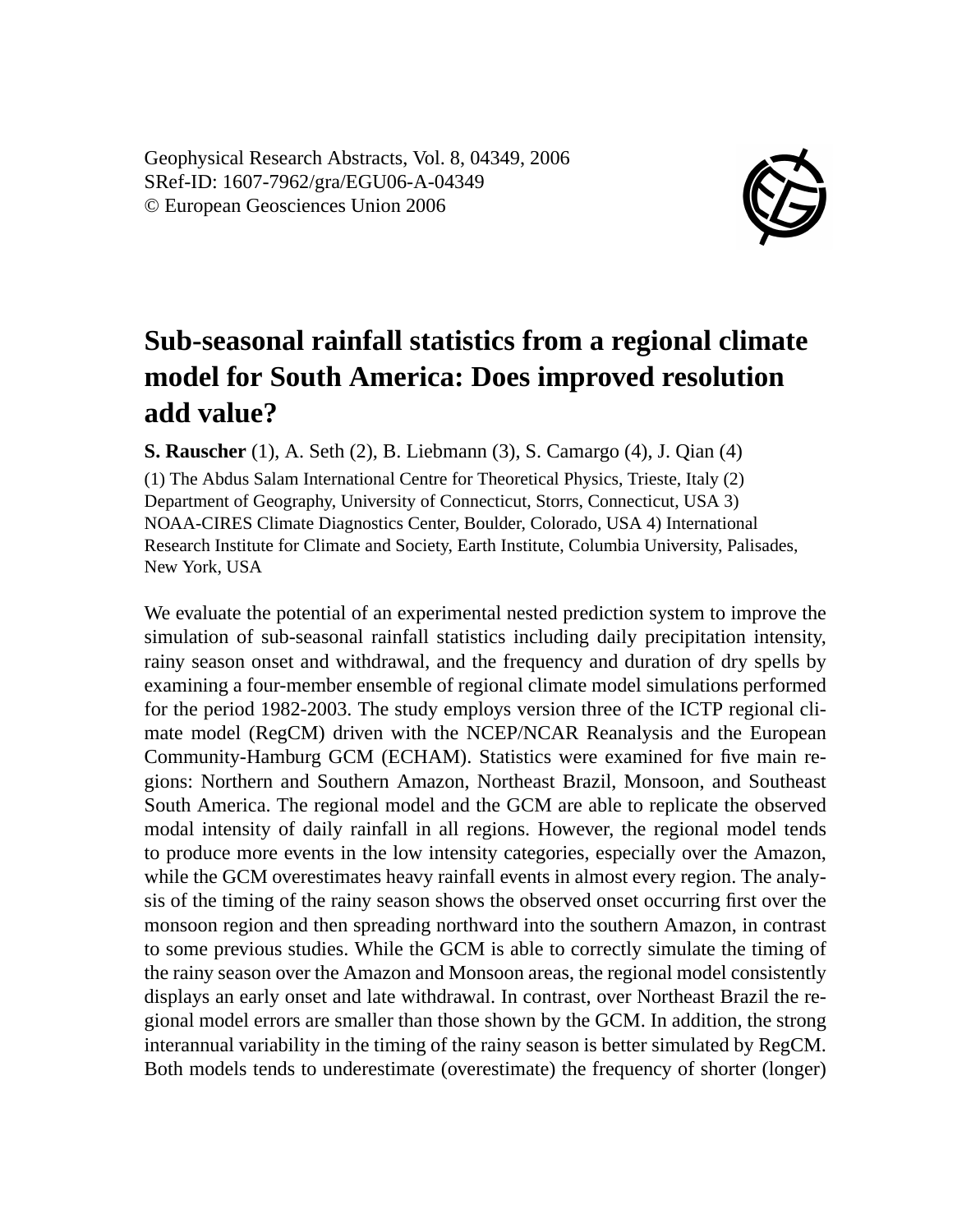Geophysical Research Abstracts, Vol. 8, 04349, 2006
SRef-ID: 1607-7962/gra/EGU06-A-04349
© European Geosciences Union 2006

# Sub-seasonal rainfall statistics from a regional climate model for South America: Does improved resolution add value?

**S. Rauscher** (1), A. Seth (2), B. Liebmann (3), S. Camargo (4), J. Qian (4)

(1) The Abdus Salam International Centre for Theoretical Physics, Trieste, Italy (2) Department of Geography, University of Connecticut, Storrs, Connecticut, USA 3) NOAA-CIRES Climate Diagnostics Center, Boulder, Colorado, USA 4) International Research Institute for Climate and Society, Earth Institute, Columbia University, Palisades, New York, USA

We evaluate the potential of an experimental nested prediction system to improve the simulation of sub-seasonal rainfall statistics including daily precipitation intensity, rainy season onset and withdrawal, and the frequency and duration of dry spells by examining a four-member ensemble of regional climate model simulations performed for the period 1982-2003. The study employs version three of the ICTP regional climate model (RegCM) driven with the NCEP/NCAR Reanalysis and the European Community-Hamburg GCM (ECHAM). Statistics were examined for five main regions: Northern and Southern Amazon, Northeast Brazil, Monsoon, and Southeast South America. The regional model and the GCM are able to replicate the observed modal intensity of daily rainfall in all regions. However, the regional model tends to produce more events in the low intensity categories, especially over the Amazon, while the GCM overestimates heavy rainfall events in almost every region. The analysis of the timing of the rainy season shows the observed onset occurring first over the monsoon region and then spreading northward into the southern Amazon, in contrast to some previous studies. While the GCM is able to correctly simulate the timing of the rainy season over the Amazon and Monsoon areas, the regional model consistently displays an early onset and late withdrawal. In contrast, over Northeast Brazil the regional model errors are smaller than those shown by the GCM. In addition, the strong interannual variability in the timing of the rainy season is better simulated by RegCM. Both models tends to underestimate (overestimate) the frequency of shorter (longer)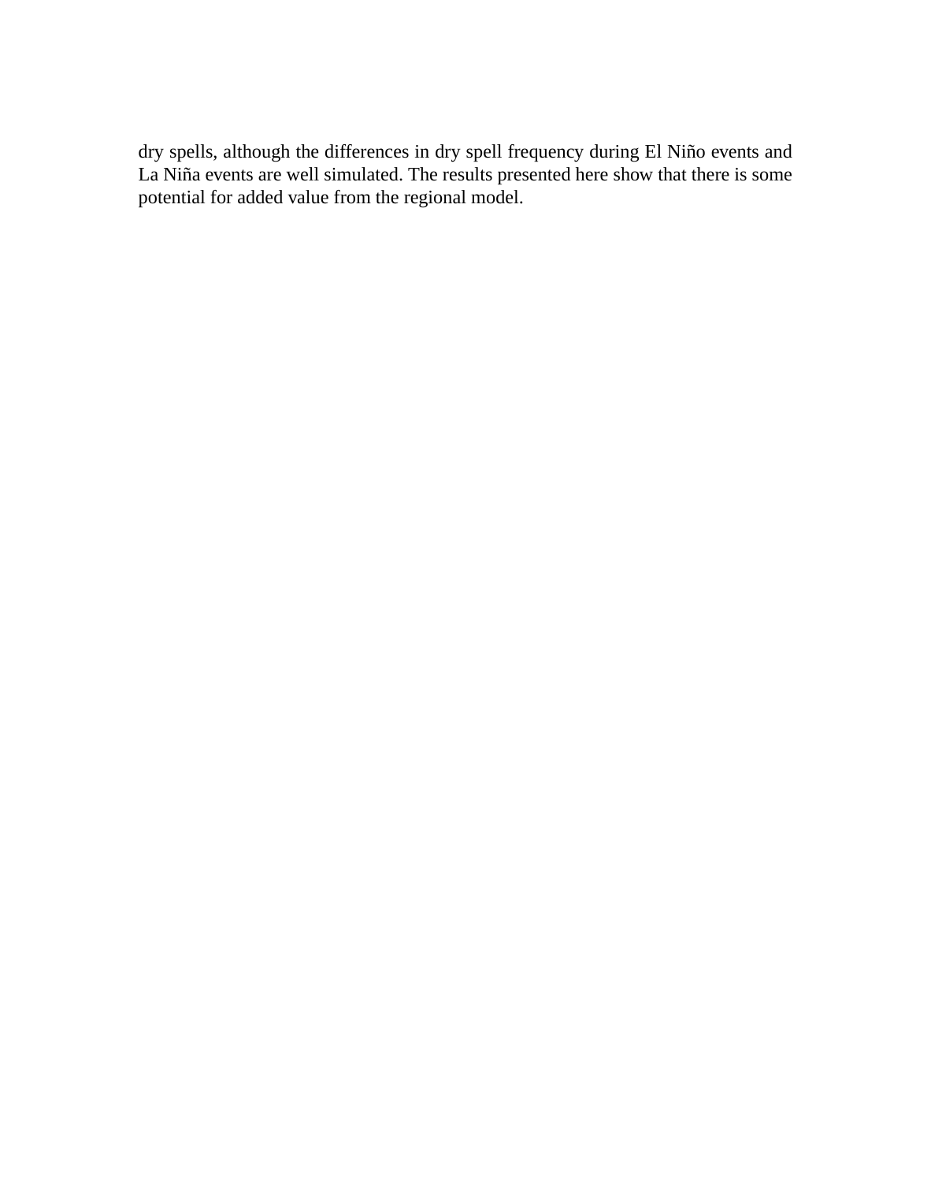dry spells, although the differences in dry spell frequency during El Niño events and La Niña events are well simulated. The results presented here show that there is some potential for added value from the regional model.